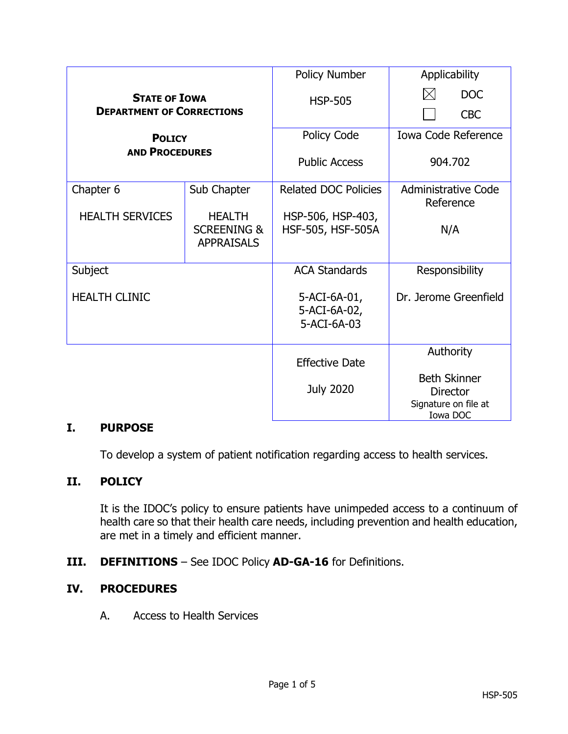| STATE OF IOWA DEPARTMENT OF CORRECTIONS<br><br>POLICY AND PROCEDURES | | Policy Number<br><br>HSP-505 | Applicability<br><br>☒ DOC<br>☐ CBC |
|---|---|---|---|
| | | Policy Code<br><br>Public Access | Iowa Code Reference<br><br>904.702 |
| Chapter 6<br><br>HEALTH SERVICES | Sub Chapter<br><br>HEALTH SCREENING & APPRAISALS | Related DOC Policies<br><br>HSP-506, HSP-403, HSF-505, HSF-505A | Administrative Code Reference<br><br>N/A |
| Subject<br><br>HEALTH CLINIC | | ACA Standards<br><br>5-ACI-6A-01, 5-ACI-6A-02, 5-ACI-6A-03 | Responsibility<br><br>Dr. Jerome Greenfield |
| | | Effective Date<br><br>July 2020 | Authority<br><br>Beth Skinner<br>Director<br>Signature on file at Iowa DOC |

## I. PURPOSE

To develop a system of patient notification regarding access to health services.

## II. POLICY

It is the IDOC's policy to ensure patients have unimpeded access to a continuum of health care so that their health care needs, including prevention and health education, are met in a timely and efficient manner.

## III. DEFINITIONS – See IDOC Policy **AD-GA-16** for Definitions.

## IV. PROCEDURES

A. Access to Health Services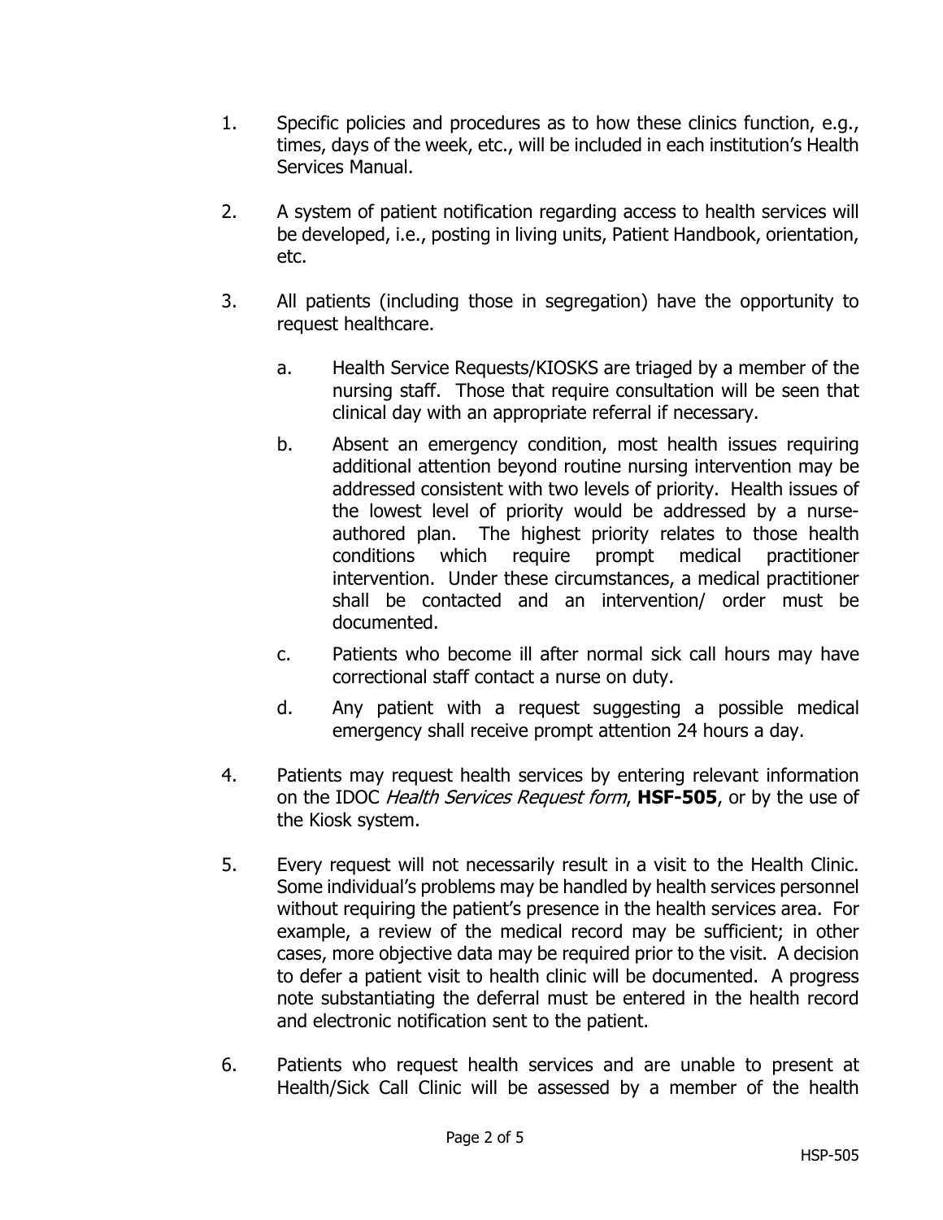1. Specific policies and procedures as to how these clinics function, e.g., times, days of the week, etc., will be included in each institution's Health Services Manual.

2. A system of patient notification regarding access to health services will be developed, i.e., posting in living units, Patient Handbook, orientation, etc.

3. All patients (including those in segregation) have the opportunity to request healthcare.

   a. Health Service Requests/KIOSKS are triaged by a member of the nursing staff. Those that require consultation will be seen that clinical day with an appropriate referral if necessary.

   b. Absent an emergency condition, most health issues requiring additional attention beyond routine nursing intervention may be addressed consistent with two levels of priority. Health issues of the lowest level of priority would be addressed by a nurse-authored plan. The highest priority relates to those health conditions which require prompt medical practitioner intervention. Under these circumstances, a medical practitioner shall be contacted and an intervention/ order must be documented.

   c. Patients who become ill after normal sick call hours may have correctional staff contact a nurse on duty.

   d. Any patient with a request suggesting a possible medical emergency shall receive prompt attention 24 hours a day.

4. Patients may request health services by entering relevant information on the IDOC *Health Services Request form*, **HSF-505**, or by the use of the Kiosk system.

5. Every request will not necessarily result in a visit to the Health Clinic. Some individual's problems may be handled by health services personnel without requiring the patient's presence in the health services area. For example, a review of the medical record may be sufficient; in other cases, more objective data may be required prior to the visit. A decision to defer a patient visit to health clinic will be documented. A progress note substantiating the deferral must be entered in the health record and electronic notification sent to the patient.

6. Patients who request health services and are unable to present at Health/Sick Call Clinic will be assessed by a member of the health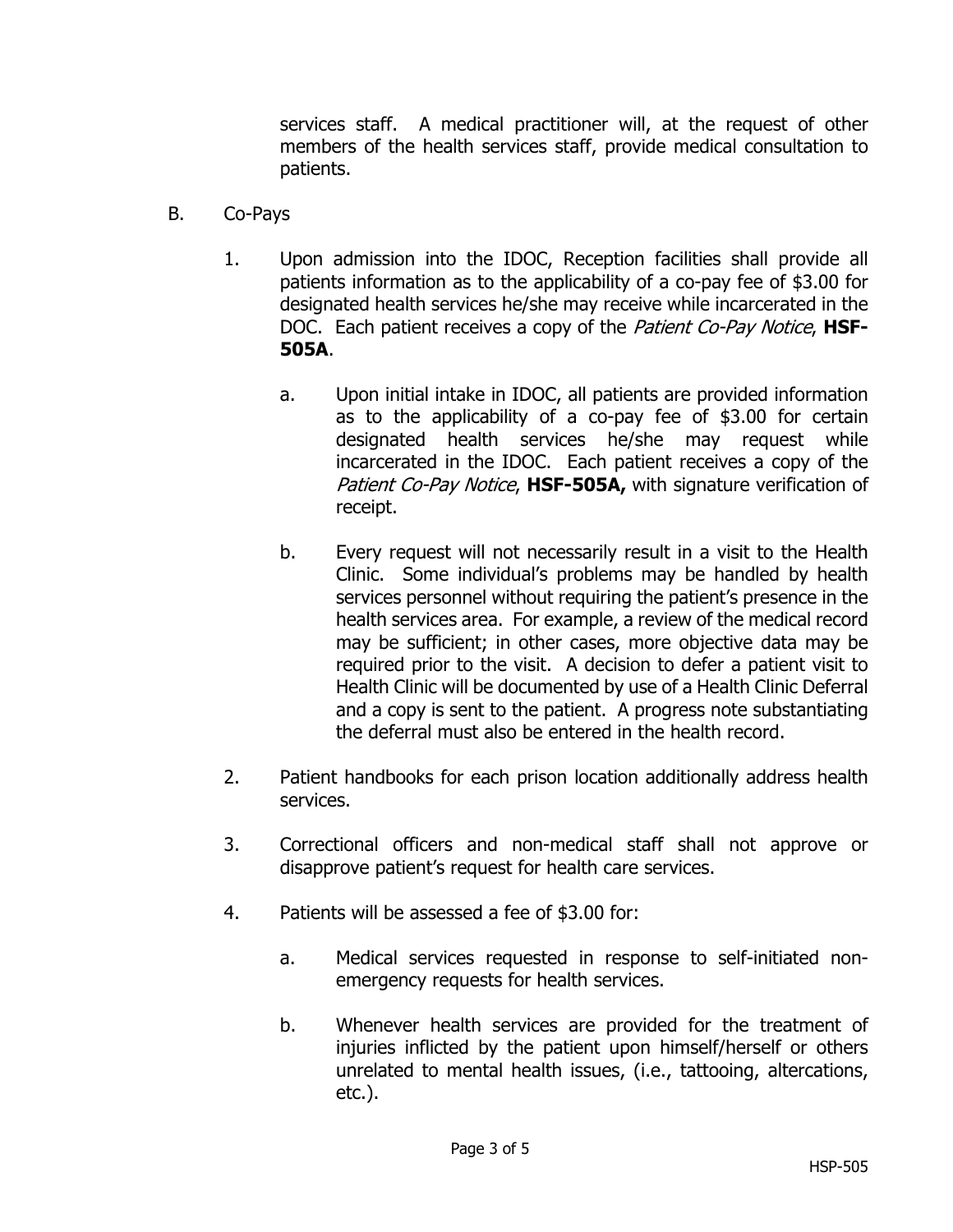services staff. A medical practitioner will, at the request of other members of the health services staff, provide medical consultation to patients.

B. Co-Pays

1. Upon admission into the IDOC, Reception facilities shall provide all patients information as to the applicability of a co-pay fee of $3.00 for designated health services he/she may receive while incarcerated in the DOC. Each patient receives a copy of the *Patient Co-Pay Notice*, **HSF-505A**.

   a. Upon initial intake in IDOC, all patients are provided information as to the applicability of a co-pay fee of $3.00 for certain designated health services he/she may request while incarcerated in the IDOC. Each patient receives a copy of the *Patient Co-Pay Notice*, **HSF-505A,** with signature verification of receipt.

   b. Every request will not necessarily result in a visit to the Health Clinic. Some individual's problems may be handled by health services personnel without requiring the patient's presence in the health services area. For example, a review of the medical record may be sufficient; in other cases, more objective data may be required prior to the visit. A decision to defer a patient visit to Health Clinic will be documented by use of a Health Clinic Deferral and a copy is sent to the patient. A progress note substantiating the deferral must also be entered in the health record.

2. Patient handbooks for each prison location additionally address health services.

3. Correctional officers and non-medical staff shall not approve or disapprove patient's request for health care services.

4. Patients will be assessed a fee of $3.00 for:

   a. Medical services requested in response to self-initiated non-emergency requests for health services.

   b. Whenever health services are provided for the treatment of injuries inflicted by the patient upon himself/herself or others unrelated to mental health issues, (i.e., tattooing, altercations, etc.).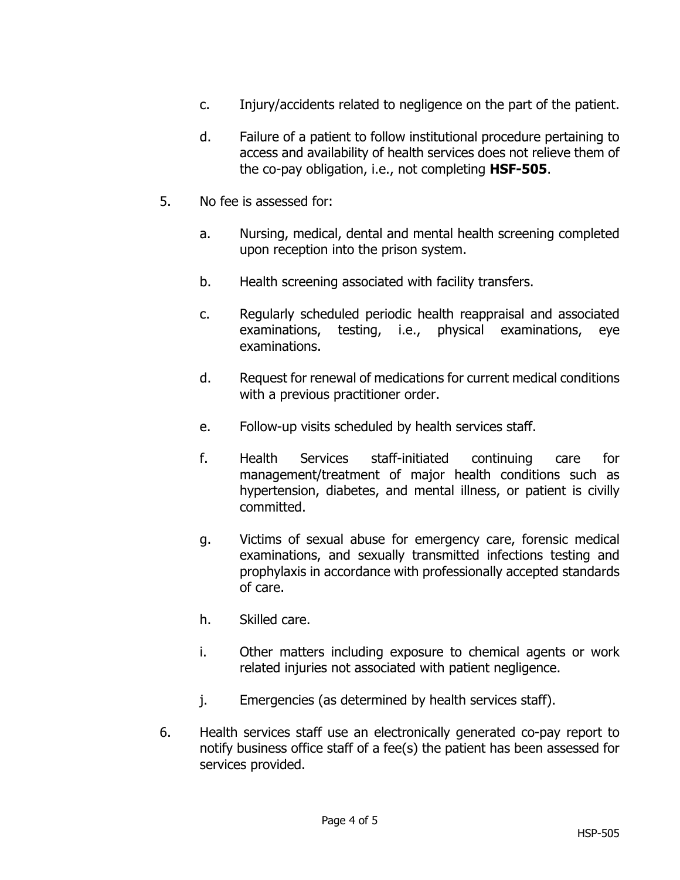c. Injury/accidents related to negligence on the part of the patient.

d. Failure of a patient to follow institutional procedure pertaining to access and availability of health services does not relieve them of the co-pay obligation, i.e., not completing **HSF-505**.

5. No fee is assessed for:

   a. Nursing, medical, dental and mental health screening completed upon reception into the prison system.

   b. Health screening associated with facility transfers.

   c. Regularly scheduled periodic health reappraisal and associated examinations, testing, i.e., physical examinations, eye examinations.

   d. Request for renewal of medications for current medical conditions with a previous practitioner order.

   e. Follow-up visits scheduled by health services staff.

   f. Health Services staff-initiated continuing care for management/treatment of major health conditions such as hypertension, diabetes, and mental illness, or patient is civilly committed.

   g. Victims of sexual abuse for emergency care, forensic medical examinations, and sexually transmitted infections testing and prophylaxis in accordance with professionally accepted standards of care.

   h. Skilled care.

   i. Other matters including exposure to chemical agents or work related injuries not associated with patient negligence.

   j. Emergencies (as determined by health services staff).

6. Health services staff use an electronically generated co-pay report to notify business office staff of a fee(s) the patient has been assessed for services provided.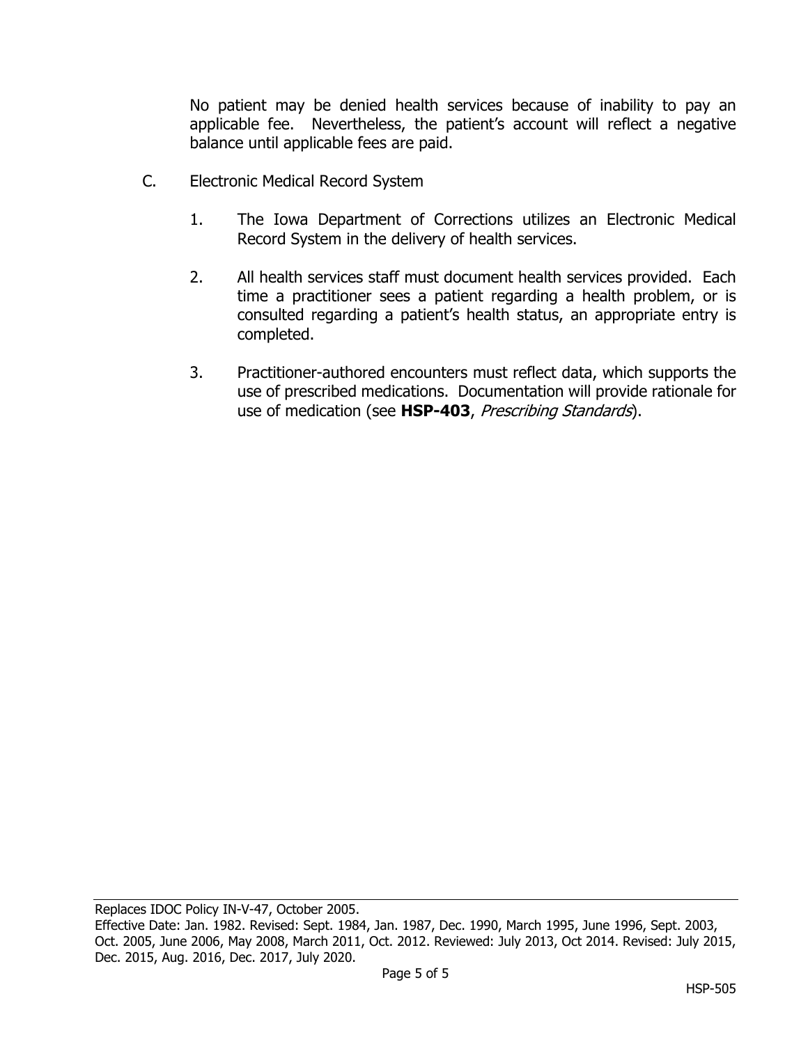No patient may be denied health services because of inability to pay an applicable fee. Nevertheless, the patient's account will reflect a negative balance until applicable fees are paid.

C. Electronic Medical Record System

1. The Iowa Department of Corrections utilizes an Electronic Medical Record System in the delivery of health services.

2. All health services staff must document health services provided. Each time a practitioner sees a patient regarding a health problem, or is consulted regarding a patient's health status, an appropriate entry is completed.

3. Practitioner-authored encounters must reflect data, which supports the use of prescribed medications. Documentation will provide rationale for use of medication (see **HSP-403**, *Prescribing Standards*).